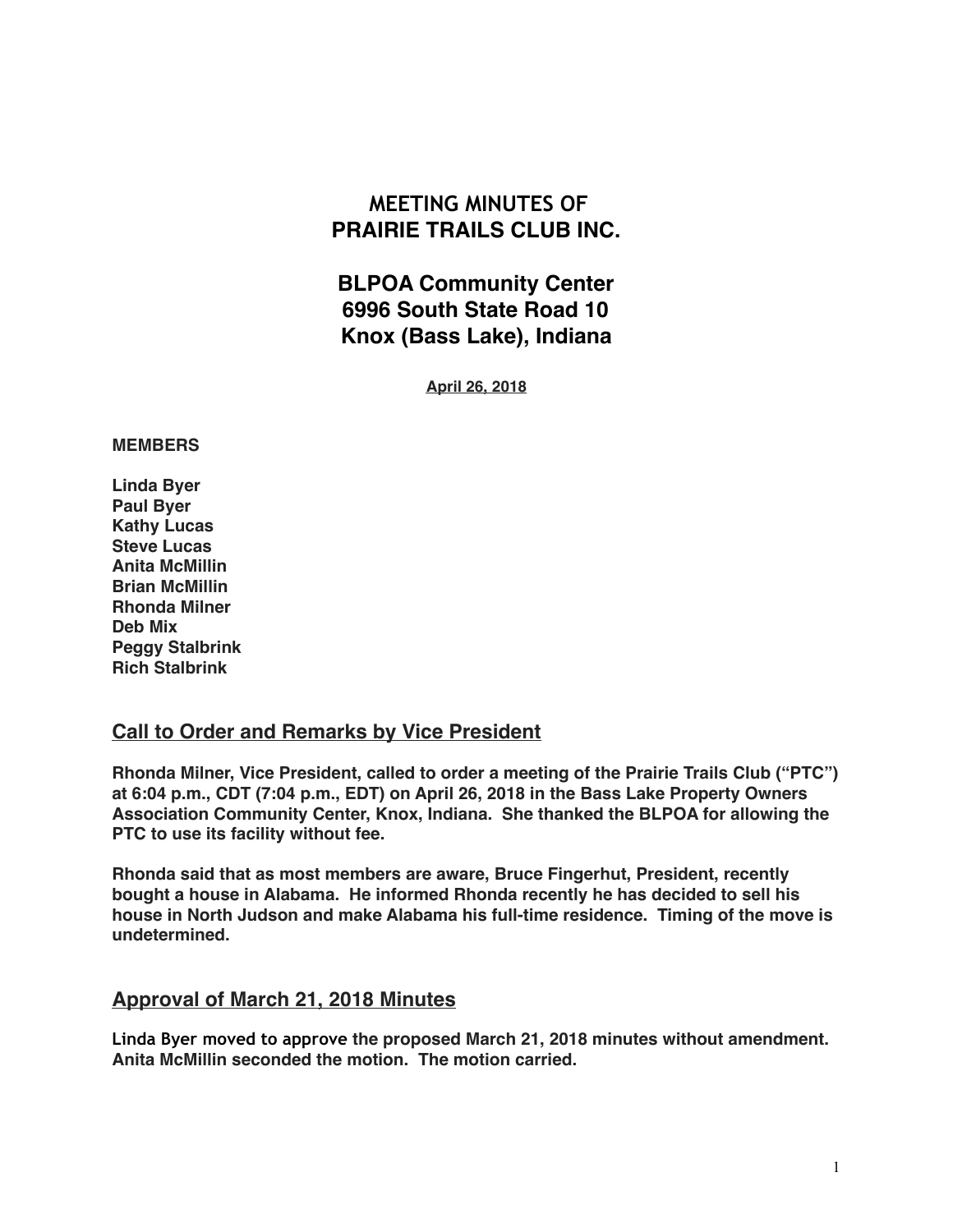# MEETING MINUTES OF PRAIRIE TRAILS CLUB INC.

## BLPOA Community Center
## 6996 South State Road 10
## Knox (Bass Lake), Indiana

**April 26, 2018**

**MEMBERS**

**Linda Byer**
**Paul Byer**
**Kathy Lucas**
**Steve Lucas**
**Anita McMillin**
**Brian McMillin**
**Rhonda Milner**
**Deb Mix**
**Peggy Stalbrink**
**Rich Stalbrink**

## Call to Order and Remarks by Vice President

**Rhonda Milner, Vice President, called to order a meeting of the Prairie Trails Club ("PTC") at 6:04 p.m., CDT (7:04 p.m., EDT) on April 26, 2018 in the Bass Lake Property Owners Association Community Center, Knox, Indiana. She thanked the BLPOA for allowing the PTC to use its facility without fee.**

**Rhonda said that as most members are aware, Bruce Fingerhut, President, recently bought a house in Alabama. He informed Rhonda recently he has decided to sell his house in North Judson and make Alabama his full-time residence. Timing of the move is undetermined.**

## Approval of March 21, 2018 Minutes

**Linda Byer moved to approve the proposed March 21, 2018 minutes without amendment. Anita McMillin seconded the motion. The motion carried.**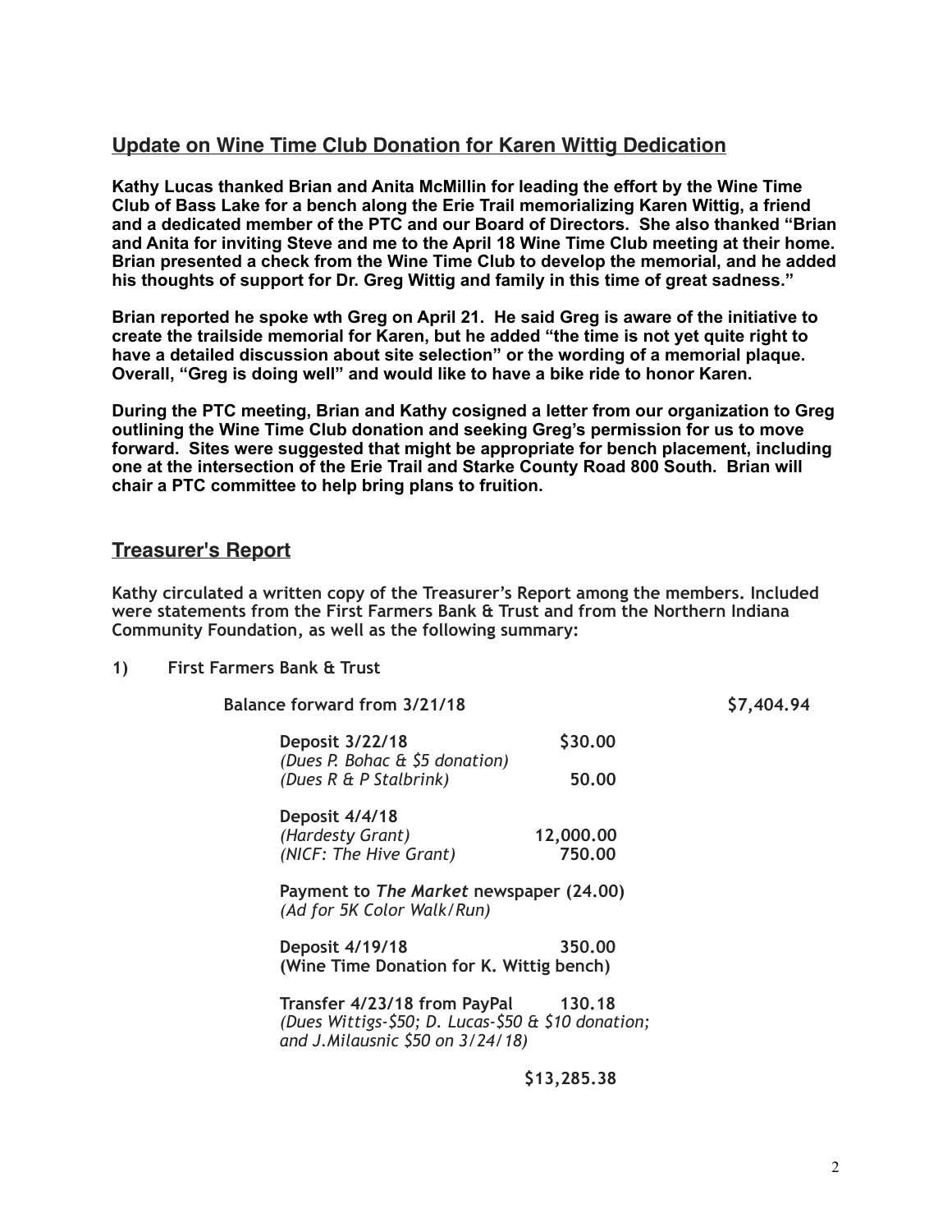## Update on Wine Time Club Donation for Karen Wittig Dedication

**Kathy Lucas thanked Brian and Anita McMillin for leading the effort by the Wine Time Club of Bass Lake for a bench along the Erie Trail memorializing Karen Wittig, a friend and a dedicated member of the PTC and our Board of Directors. She also thanked "Brian and Anita for inviting Steve and me to the April 18 Wine Time Club meeting at their home. Brian presented a check from the Wine Time Club to develop the memorial, and he added his thoughts of support for Dr. Greg Wittig and family in this time of great sadness."**

**Brian reported he spoke wth Greg on April 21. He said Greg is aware of the initiative to create the trailside memorial for Karen, but he added "the time is not yet quite right to have a detailed discussion about site selection" or the wording of a memorial plaque. Overall, "Greg is doing well" and would like to have a bike ride to honor Karen.**

**During the PTC meeting, Brian and Kathy cosigned a letter from our organization to Greg outlining the Wine Time Club donation and seeking Greg's permission for us to move forward. Sites were suggested that might be appropriate for bench placement, including one at the intersection of the Erie Trail and Starke County Road 800 South. Brian will chair a PTC committee to help bring plans to fruition.**

## Treasurer's Report

**Kathy circulated a written copy of the Treasurer's Report among the members. Included were statements from the First Farmers Bank & Trust and from the Northern Indiana Community Foundation, as well as the following summary:**

**1) First Farmers Bank & Trust**

| | | |
|---|---|---|
| **Balance forward from 3/21/18** | | **$7,404.94** |
| **Deposit 3/22/18** | **$30.00** | |
| *(Dues P. Bohac & $5 donation)* | | |
| *(Dues R & P Stalbrink)* | **50.00** | |
| **Deposit 4/4/18** | | |
| *(Hardesty Grant)* | **12,000.00** | |
| *(NICF: The Hive Grant)* | **750.00** | |
| **Payment to *The Market* newspaper** *(Ad for 5K Color Walk/Run)* | **(24.00)** | |
| **Deposit 4/19/18** **(Wine Time Donation for K. Wittig bench)** | **350.00** | |
| **Transfer 4/23/18 from PayPal** *(Dues Wittigs-$50; D. Lucas-$50 & $10 donation; and J.Milausnic $50 on 3/24/18)* | **130.18** | |
| | **$13,285.38** | |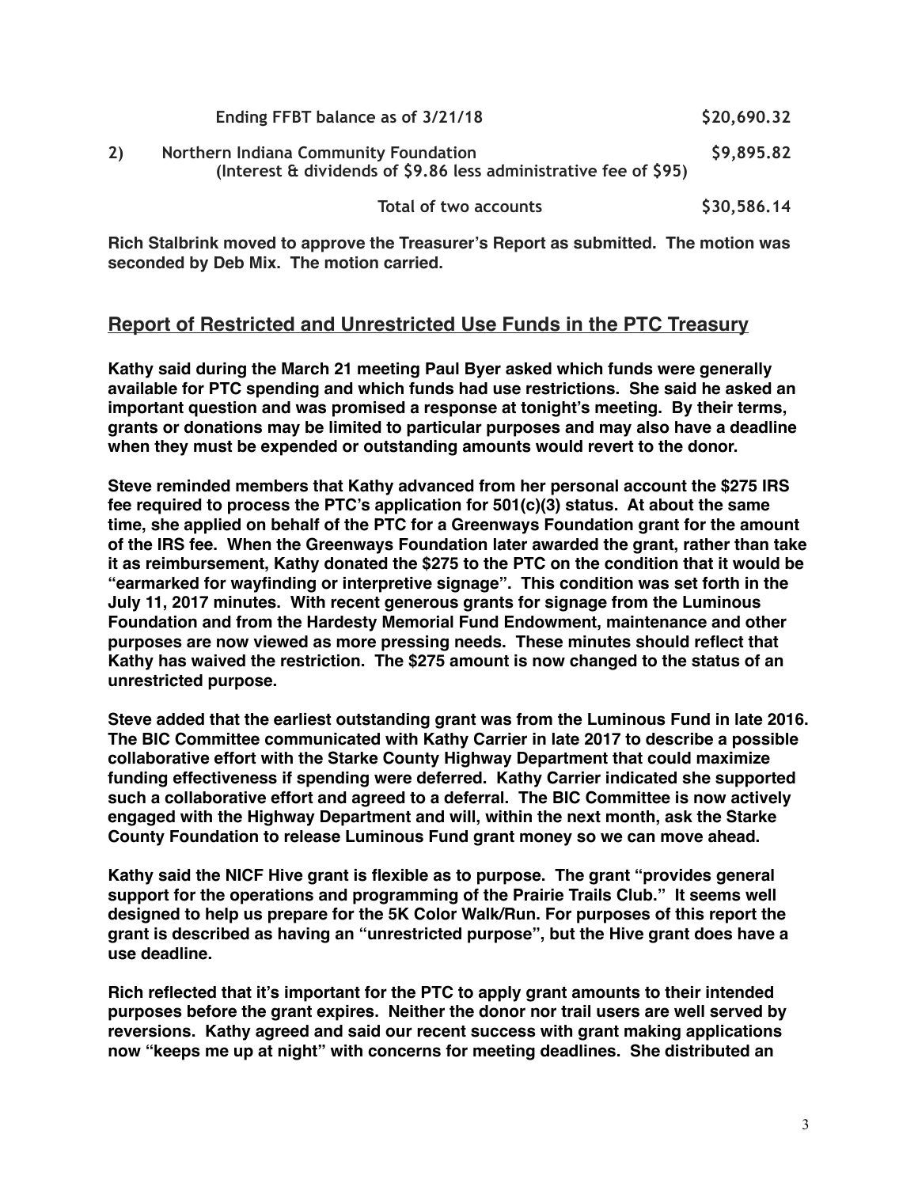| | | |
|---|---|---|
| | Ending FFBT balance as of 3/21/18 | $20,690.32 |
| 2) | Northern Indiana Community Foundation<br>(Interest & dividends of $9.86 less administrative fee of $95) | $9,895.82 |
| | Total of two accounts | $30,586.14 |

**Rich Stalbrink moved to approve the Treasurer's Report as submitted. The motion was seconded by Deb Mix. The motion carried.**

## Report of Restricted and Unrestricted Use Funds in the PTC Treasury

**Kathy said during the March 21 meeting Paul Byer asked which funds were generally available for PTC spending and which funds had use restrictions. She said he asked an important question and was promised a response at tonight's meeting. By their terms, grants or donations may be limited to particular purposes and may also have a deadline when they must be expended or outstanding amounts would revert to the donor.**

**Steve reminded members that Kathy advanced from her personal account the $275 IRS fee required to process the PTC's application for 501(c)(3) status. At about the same time, she applied on behalf of the PTC for a Greenways Foundation grant for the amount of the IRS fee. When the Greenways Foundation later awarded the grant, rather than take it as reimbursement, Kathy donated the $275 to the PTC on the condition that it would be "earmarked for wayfinding or interpretive signage". This condition was set forth in the July 11, 2017 minutes. With recent generous grants for signage from the Luminous Foundation and from the Hardesty Memorial Fund Endowment, maintenance and other purposes are now viewed as more pressing needs. These minutes should reflect that Kathy has waived the restriction. The $275 amount is now changed to the status of an unrestricted purpose.**

**Steve added that the earliest outstanding grant was from the Luminous Fund in late 2016. The BIC Committee communicated with Kathy Carrier in late 2017 to describe a possible collaborative effort with the Starke County Highway Department that could maximize funding effectiveness if spending were deferred. Kathy Carrier indicated she supported such a collaborative effort and agreed to a deferral. The BIC Committee is now actively engaged with the Highway Department and will, within the next month, ask the Starke County Foundation to release Luminous Fund grant money so we can move ahead.**

**Kathy said the NICF Hive grant is flexible as to purpose. The grant "provides general support for the operations and programming of the Prairie Trails Club." It seems well designed to help us prepare for the 5K Color Walk/Run. For purposes of this report the grant is described as having an "unrestricted purpose", but the Hive grant does have a use deadline.**

**Rich reflected that it's important for the PTC to apply grant amounts to their intended purposes before the grant expires. Neither the donor nor trail users are well served by reversions. Kathy agreed and said our recent success with grant making applications now "keeps me up at night" with concerns for meeting deadlines. She distributed an**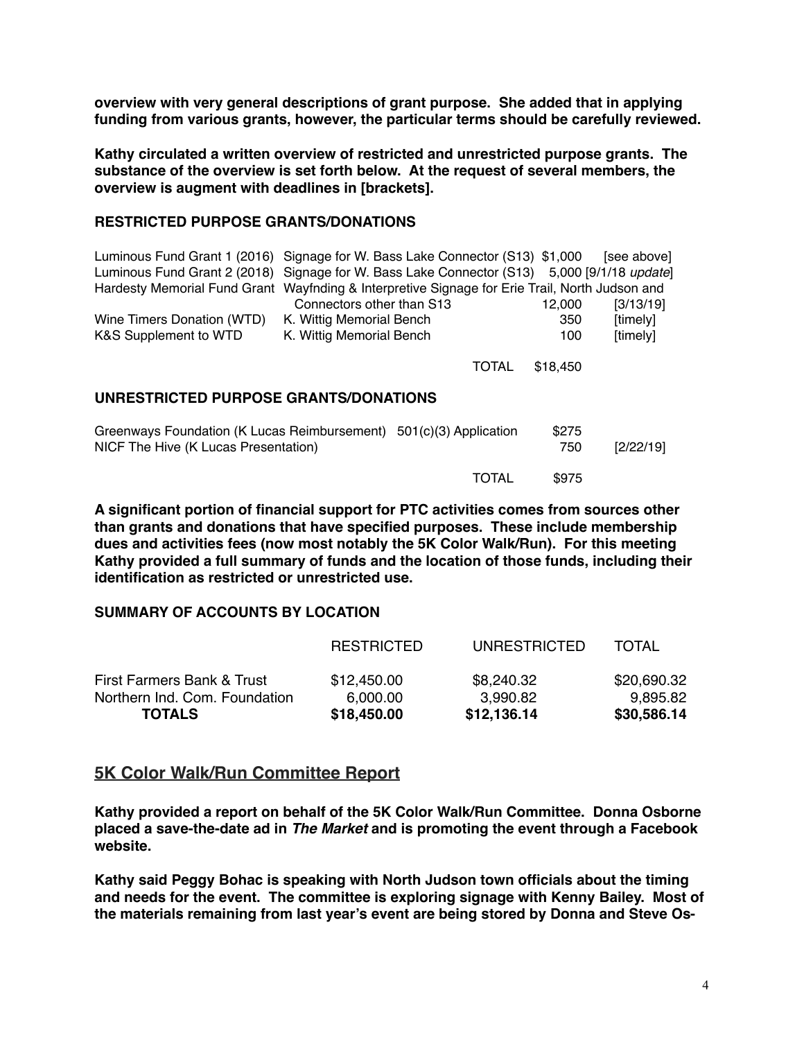**overview with very general descriptions of grant purpose. She added that in applying funding from various grants, however, the particular terms should be carefully reviewed.**

**Kathy circulated a written overview of restricted and unrestricted purpose grants. The substance of the overview is set forth below. At the request of several members, the overview is augment with deadlines in [brackets].**

### RESTRICTED PURPOSE GRANTS/DONATIONS

| | | | |
|---|---|---|---|
| Luminous Fund Grant 1 (2016) | Signage for W. Bass Lake Connector (S13) | $1,000 | [see above] |
| Luminous Fund Grant 2 (2018) | Signage for W. Bass Lake Connector (S13) | 5,000 | [9/1/18 *update*] |
| Hardesty Memorial Fund Grant | Wayfnding & Interpretive Signage for Erie Trail, North Judson and Connectors other than S13 | 12,000 | [3/13/19] |
| Wine Timers Donation (WTD) | K. Wittig Memorial Bench | 350 | [timely] |
| K&S Supplement to WTD | K. Wittig Memorial Bench | 100 | [timely] |
| | TOTAL | $18,450 | |

### UNRESTRICTED PURPOSE GRANTS/DONATIONS

| | | | |
|---|---|---|---|
| Greenways Foundation (K Lucas Reimbursement) | 501(c)(3) Application | $275 | |
| NICF The Hive (K Lucas Presentation) | | 750 | [2/22/19] |
| | TOTAL | $975 | |

**A significant portion of financial support for PTC activities comes from sources other than grants and donations that have specified purposes. These include membership dues and activities fees (now most notably the 5K Color Walk/Run). For this meeting Kathy provided a full summary of funds and the location of those funds, including their identification as restricted or unrestricted use.**

### SUMMARY OF ACCOUNTS BY LOCATION

| | RESTRICTED | UNRESTRICTED | TOTAL |
|---|---|---|---|
| First Farmers Bank & Trust | $12,450.00 | $8,240.32 | $20,690.32 |
| Northern Ind. Com. Foundation | 6,000.00 | 3,990.82 | 9,895.82 |
| **TOTALS** | **$18,450.00** | **$12,136.14** | **$30,586.14** |

## 5K Color Walk/Run Committee Report

**Kathy provided a report on behalf of the 5K Color Walk/Run Committee. Donna Osborne placed a save-the-date ad in *The Market* and is promoting the event through a Facebook website.**

**Kathy said Peggy Bohac is speaking with North Judson town officials about the timing and needs for the event. The committee is exploring signage with Kenny Bailey. Most of the materials remaining from last year's event are being stored by Donna and Steve Os-**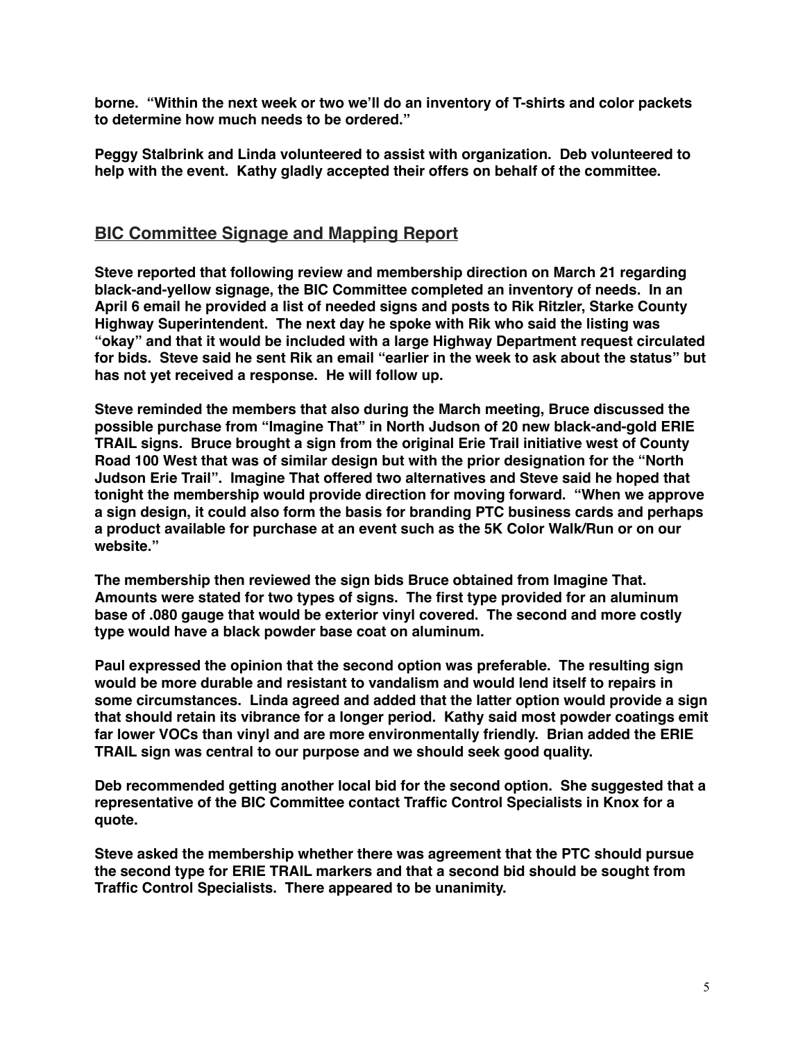**borne. "Within the next week or two we'll do an inventory of T-shirts and color packets to determine how much needs to be ordered."**

**Peggy Stalbrink and Linda volunteered to assist with organization. Deb volunteered to help with the event. Kathy gladly accepted their offers on behalf of the committee.**

## BIC Committee Signage and Mapping Report

**Steve reported that following review and membership direction on March 21 regarding black-and-yellow signage, the BIC Committee completed an inventory of needs. In an April 6 email he provided a list of needed signs and posts to Rik Ritzler, Starke County Highway Superintendent. The next day he spoke with Rik who said the listing was "okay" and that it would be included with a large Highway Department request circulated for bids. Steve said he sent Rik an email "earlier in the week to ask about the status" but has not yet received a response. He will follow up.**

**Steve reminded the members that also during the March meeting, Bruce discussed the possible purchase from "Imagine That" in North Judson of 20 new black-and-gold ERIE TRAIL signs. Bruce brought a sign from the original Erie Trail initiative west of County Road 100 West that was of similar design but with the prior designation for the "North Judson Erie Trail". Imagine That offered two alternatives and Steve said he hoped that tonight the membership would provide direction for moving forward. "When we approve a sign design, it could also form the basis for branding PTC business cards and perhaps a product available for purchase at an event such as the 5K Color Walk/Run or on our website."**

**The membership then reviewed the sign bids Bruce obtained from Imagine That. Amounts were stated for two types of signs. The first type provided for an aluminum base of .080 gauge that would be exterior vinyl covered. The second and more costly type would have a black powder base coat on aluminum.**

**Paul expressed the opinion that the second option was preferable. The resulting sign would be more durable and resistant to vandalism and would lend itself to repairs in some circumstances. Linda agreed and added that the latter option would provide a sign that should retain its vibrance for a longer period. Kathy said most powder coatings emit far lower VOCs than vinyl and are more environmentally friendly. Brian added the ERIE TRAIL sign was central to our purpose and we should seek good quality.**

**Deb recommended getting another local bid for the second option. She suggested that a representative of the BIC Committee contact Traffic Control Specialists in Knox for a quote.**

**Steve asked the membership whether there was agreement that the PTC should pursue the second type for ERIE TRAIL markers and that a second bid should be sought from Traffic Control Specialists. There appeared to be unanimity.**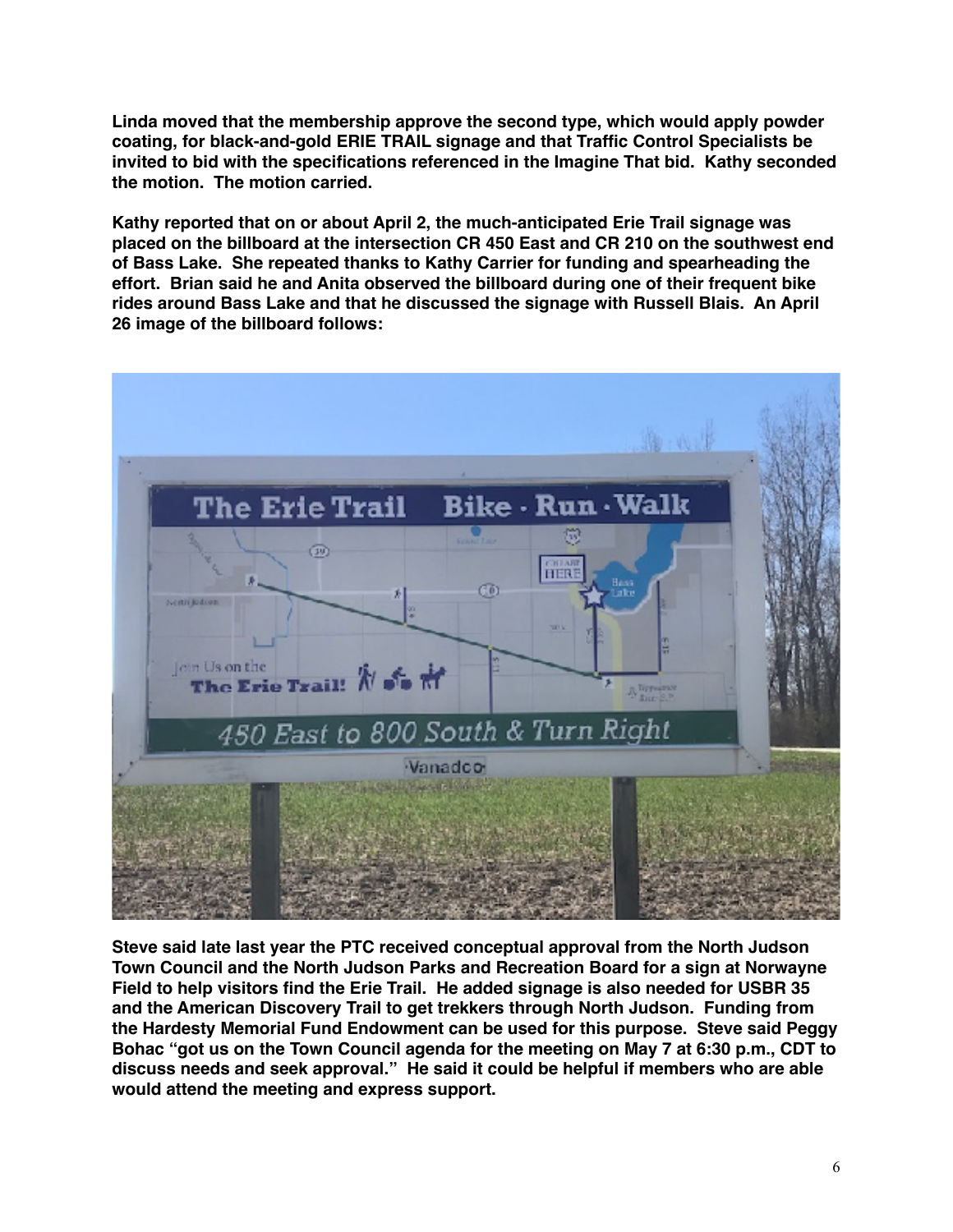**Linda moved that the membership approve the second type, which would apply powder coating, for black-and-gold ERIE TRAIL signage and that Traffic Control Specialists be invited to bid with the specifications referenced in the Imagine That bid. Kathy seconded the motion. The motion carried.**

**Kathy reported that on or about April 2, the much-anticipated Erie Trail signage was placed on the billboard at the intersection CR 450 East and CR 210 on the southwest end of Bass Lake. She repeated thanks to Kathy Carrier for funding and spearheading the effort. Brian said he and Anita observed the billboard during one of their frequent bike rides around Bass Lake and that he discussed the signage with Russell Blais. An April 26 image of the billboard follows:**

**Steve said late last year the PTC received conceptual approval from the North Judson Town Council and the North Judson Parks and Recreation Board for a sign at Norwayne Field to help visitors find the Erie Trail. He added signage is also needed for USBR 35 and the American Discovery Trail to get trekkers through North Judson. Funding from the Hardesty Memorial Fund Endowment can be used for this purpose. Steve said Peggy Bohac "got us on the Town Council agenda for the meeting on May 7 at 6:30 p.m., CDT to discuss needs and seek approval." He said it could be helpful if members who are able would attend the meeting and express support.**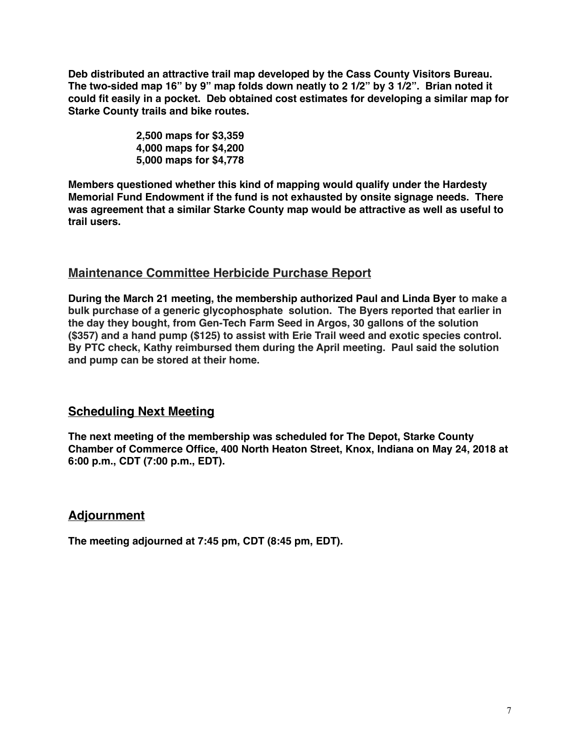**Deb distributed an attractive trail map developed by the Cass County Visitors Bureau. The two-sided map 16" by 9" map folds down neatly to 2 1/2" by 3 1/2". Brian noted it could fit easily in a pocket. Deb obtained cost estimates for developing a similar map for Starke County trails and bike routes.**

> **2,500 maps for $3,359**
> **4,000 maps for $4,200**
> **5,000 maps for $4,778**

**Members questioned whether this kind of mapping would qualify under the Hardesty Memorial Fund Endowment if the fund is not exhausted by onsite signage needs. There was agreement that a similar Starke County map would be attractive as well as useful to trail users.**

## Maintenance Committee Herbicide Purchase Report

**During the March 21 meeting, the membership authorized Paul and Linda Byer to make a bulk purchase of a generic glycophosphate solution. The Byers reported that earlier in the day they bought, from Gen-Tech Farm Seed in Argos, 30 gallons of the solution ($357) and a hand pump ($125) to assist with Erie Trail weed and exotic species control. By PTC check, Kathy reimbursed them during the April meeting. Paul said the solution and pump can be stored at their home.**

## Scheduling Next Meeting

**The next meeting of the membership was scheduled for The Depot, Starke County Chamber of Commerce Office, 400 North Heaton Street, Knox, Indiana on May 24, 2018 at 6:00 p.m., CDT (7:00 p.m., EDT).**

## Adjournment

**The meeting adjourned at 7:45 pm, CDT (8:45 pm, EDT).**